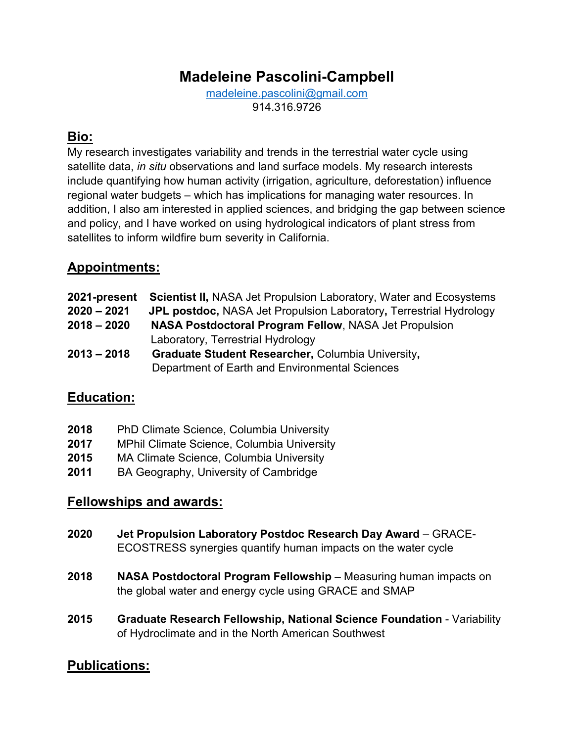# Madeleine Pascolini-Campbell

madeleine.pascolini@gmail.com
914.316.9726

## Bio:

My research investigates variability and trends in the terrestrial water cycle using satellite data, *in situ* observations and land surface models. My research interests include quantifying how human activity (irrigation, agriculture, deforestation) influence regional water budgets – which has implications for managing water resources. In addition, I also am interested in applied sciences, and bridging the gap between science and policy, and I have worked on using hydrological indicators of plant stress from satellites to inform wildfire burn severity in California.

## Appointments:

**2021-present** **Scientist II,** NASA Jet Propulsion Laboratory, Water and Ecosystems

**2020 – 2021** **JPL postdoc,** NASA Jet Propulsion Laboratory**,** Terrestrial Hydrology

**2018 – 2020** **NASA Postdoctoral Program Fellow**, NASA Jet Propulsion Laboratory, Terrestrial Hydrology

**2013 – 2018** **Graduate Student Researcher,** Columbia University**,** Department of Earth and Environmental Sciences

## Education:

**2018** PhD Climate Science, Columbia University

**2017** MPhil Climate Science, Columbia University

**2015** MA Climate Science, Columbia University

**2011** BA Geography, University of Cambridge

## Fellowships and awards:

**2020** **Jet Propulsion Laboratory Postdoc Research Day Award** – GRACE-ECOSTRESS synergies quantify human impacts on the water cycle

**2018** **NASA Postdoctoral Program Fellowship** – Measuring human impacts on the global water and energy cycle using GRACE and SMAP

**2015** **Graduate Research Fellowship, National Science Foundation** - Variability of Hydroclimate and in the North American Southwest

## Publications: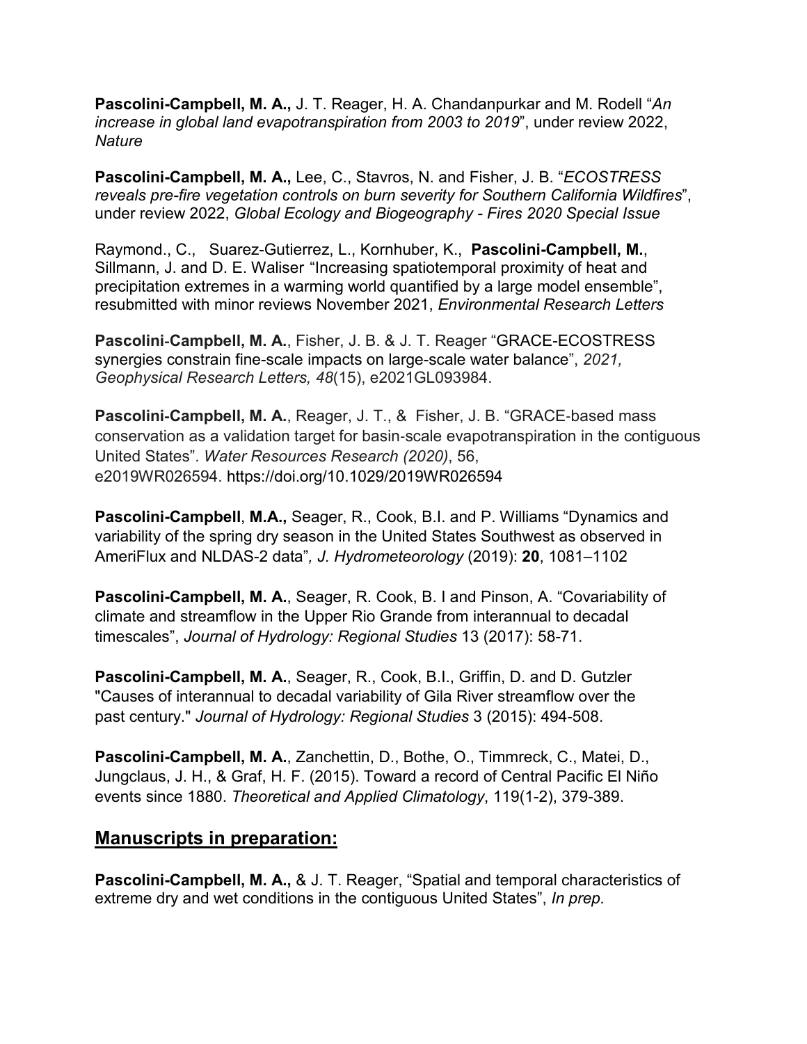**Pascolini-Campbell, M. A.,** J. T. Reager, H. A. Chandanpurkar and M. Rodell "*An increase in global land evapotranspiration from 2003 to 2019*", under review 2022, *Nature*

**Pascolini-Campbell, M. A.,** Lee, C., Stavros, N. and Fisher, J. B. "*ECOSTRESS reveals pre-fire vegetation controls on burn severity for Southern California Wildfires*", under review 2022, *Global Ecology and Biogeography - Fires 2020 Special Issue*

Raymond., C., Suarez-Gutierrez, L., Kornhuber, K., **Pascolini-Campbell, M.**, Sillmann, J. and D. E. Waliser "Increasing spatiotemporal proximity of heat and precipitation extremes in a warming world quantified by a large model ensemble", resubmitted with minor reviews November 2021, *Environmental Research Letters*

**Pascolini-Campbell, M. A.**, Fisher, J. B. & J. T. Reager "GRACE-ECOSTRESS synergies constrain fine-scale impacts on large-scale water balance", *2021, Geophysical Research Letters, 48*(15), e2021GL093984.

**Pascolini-Campbell, M. A.**, Reager, J. T., & Fisher, J. B. "GRACE-based mass conservation as a validation target for basin-scale evapotranspiration in the contiguous United States". *Water Resources Research (2020)*, 56, e2019WR026594. https://doi.org/10.1029/2019WR026594

**Pascolini-Campbell**, **M.A.,** Seager, R., Cook, B.I. and P. Williams "Dynamics and variability of the spring dry season in the United States Southwest as observed in AmeriFlux and NLDAS-2 data"*, J. Hydrometeorology* (2019): **20**, 1081–1102

**Pascolini-Campbell, M. A.**, Seager, R. Cook, B. I and Pinson, A. "Covariability of climate and streamflow in the Upper Rio Grande from interannual to decadal timescales", *Journal of Hydrology: Regional Studies* 13 (2017): 58-71.

**Pascolini-Campbell, M. A.**, Seager, R., Cook, B.I., Griffin, D. and D. Gutzler "Causes of interannual to decadal variability of Gila River streamflow over the past century." *Journal of Hydrology: Regional Studies* 3 (2015): 494-508.

**Pascolini-Campbell, M. A.**, Zanchettin, D., Bothe, O., Timmreck, C., Matei, D., Jungclaus, J. H., & Graf, H. F. (2015). Toward a record of Central Pacific El Niño events since 1880. *Theoretical and Applied Climatology*, 119(1-2), 379-389.

## Manuscripts in preparation:

**Pascolini-Campbell, M. A.,** & J. T. Reager, "Spatial and temporal characteristics of extreme dry and wet conditions in the contiguous United States", *In prep.*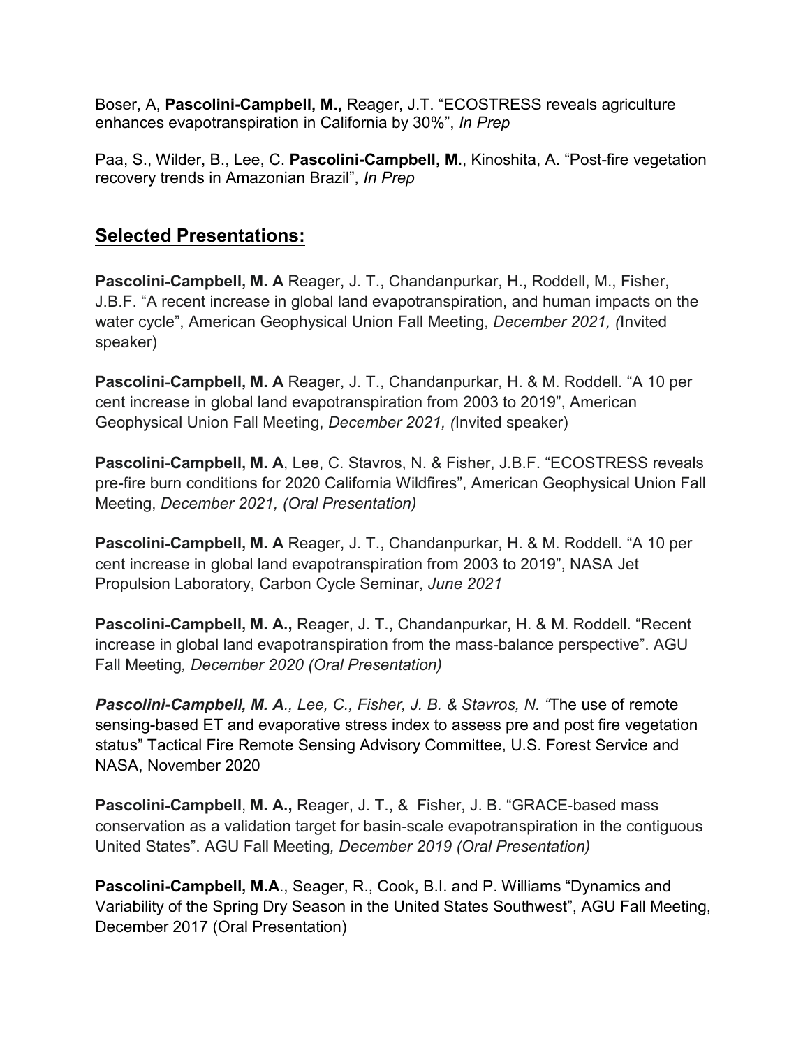Boser, A, **Pascolini-Campbell, M.,** Reager, J.T. “ECOSTRESS reveals agriculture enhances evapotranspiration in California by 30%”, *In Prep*

Paa, S., Wilder, B., Lee, C. **Pascolini-Campbell, M.**, Kinoshita, A. “Post-fire vegetation recovery trends in Amazonian Brazil”, *In Prep*

## Selected Presentations:

**Pascolini-Campbell, M. A** Reager, J. T., Chandanpurkar, H., Roddell, M., Fisher, J.B.F. “A recent increase in global land evapotranspiration, and human impacts on the water cycle”, American Geophysical Union Fall Meeting, *December 2021, (*Invited speaker)

**Pascolini-Campbell, M. A** Reager, J. T., Chandanpurkar, H. & M. Roddell. “A 10 per cent increase in global land evapotranspiration from 2003 to 2019”, American Geophysical Union Fall Meeting, *December 2021, (*Invited speaker)

**Pascolini-Campbell, M. A**, Lee, C. Stavros, N. & Fisher, J.B.F. “ECOSTRESS reveals pre-fire burn conditions for 2020 California Wildfires”, American Geophysical Union Fall Meeting, *December 2021, (Oral Presentation)*

**Pascolini-Campbell, M. A** Reager, J. T., Chandanpurkar, H. & M. Roddell. “A 10 per cent increase in global land evapotranspiration from 2003 to 2019”, NASA Jet Propulsion Laboratory, Carbon Cycle Seminar, *June 2021*

**Pascolini-Campbell, M. A.,** Reager, J. T., Chandanpurkar, H. & M. Roddell. “Recent increase in global land evapotranspiration from the mass-balance perspective”. AGU Fall Meeting*, December 2020 (Oral Presentation)*

***Pascolini-Campbell, M. A****., Lee, C., Fisher, J. B. & Stavros, N. “*The use of remote sensing-based ET and evaporative stress index to assess pre and post fire vegetation status” Tactical Fire Remote Sensing Advisory Committee, U.S. Forest Service and NASA, November 2020

**Pascolini-Campbell, M. A.,** Reager, J. T., & Fisher, J. B. “GRACE-based mass conservation as a validation target for basin-scale evapotranspiration in the contiguous United States”. AGU Fall Meeting*, December 2019 (Oral Presentation)*

**Pascolini-Campbell, M.A**., Seager, R., Cook, B.I. and P. Williams “Dynamics and Variability of the Spring Dry Season in the United States Southwest”, AGU Fall Meeting, December 2017 (Oral Presentation)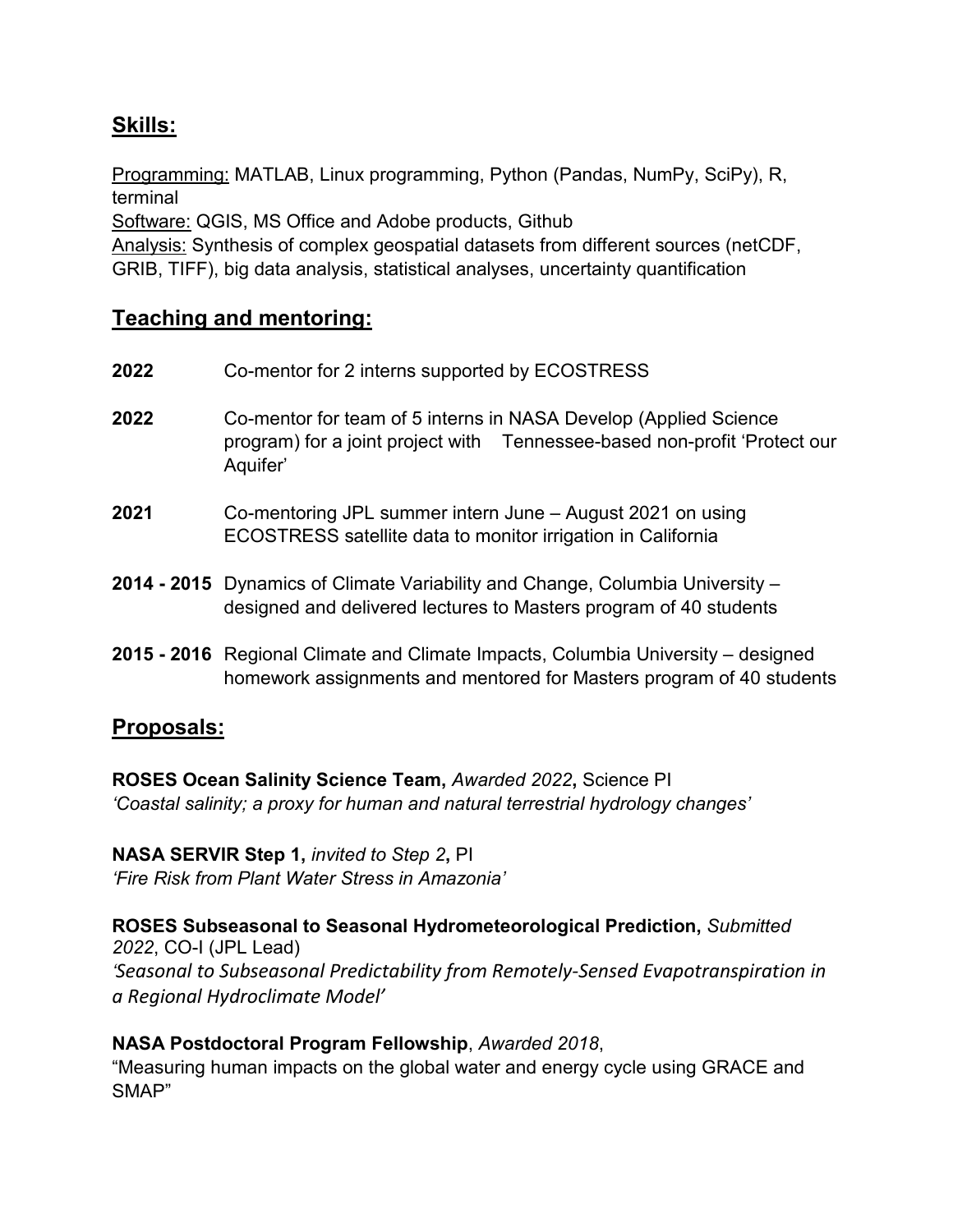## **Skills:**

Programming: MATLAB, Linux programming, Python (Pandas, NumPy, SciPy), R, terminal
Software: QGIS, MS Office and Adobe products, Github
Analysis: Synthesis of complex geospatial datasets from different sources (netCDF, GRIB, TIFF), big data analysis, statistical analyses, uncertainty quantification

## **Teaching and mentoring:**

**2022** Co-mentor for 2 interns supported by ECOSTRESS

**2022** Co-mentor for team of 5 interns in NASA Develop (Applied Science program) for a joint project with Tennessee-based non-profit 'Protect our Aquifer'

**2021** Co-mentoring JPL summer intern June – August 2021 on using ECOSTRESS satellite data to monitor irrigation in California

**2014 - 2015** Dynamics of Climate Variability and Change, Columbia University – designed and delivered lectures to Masters program of 40 students

**2015 - 2016** Regional Climate and Climate Impacts, Columbia University – designed homework assignments and mentored for Masters program of 40 students

## **Proposals:**

**ROSES Ocean Salinity Science Team,** *Awarded 2022***,** Science PI
*'Coastal salinity; a proxy for human and natural terrestrial hydrology changes'*

**NASA SERVIR Step 1,** *invited to Step 2***,** PI
*'Fire Risk from Plant Water Stress in Amazonia'*

**ROSES Subseasonal to Seasonal Hydrometeorological Prediction,** *Submitted 2022*, CO-I (JPL Lead)
*'Seasonal to Subseasonal Predictability from Remotely-Sensed Evapotranspiration in a Regional Hydroclimate Model'*

**NASA Postdoctoral Program Fellowship**, *Awarded 2018*,
"Measuring human impacts on the global water and energy cycle using GRACE and SMAP"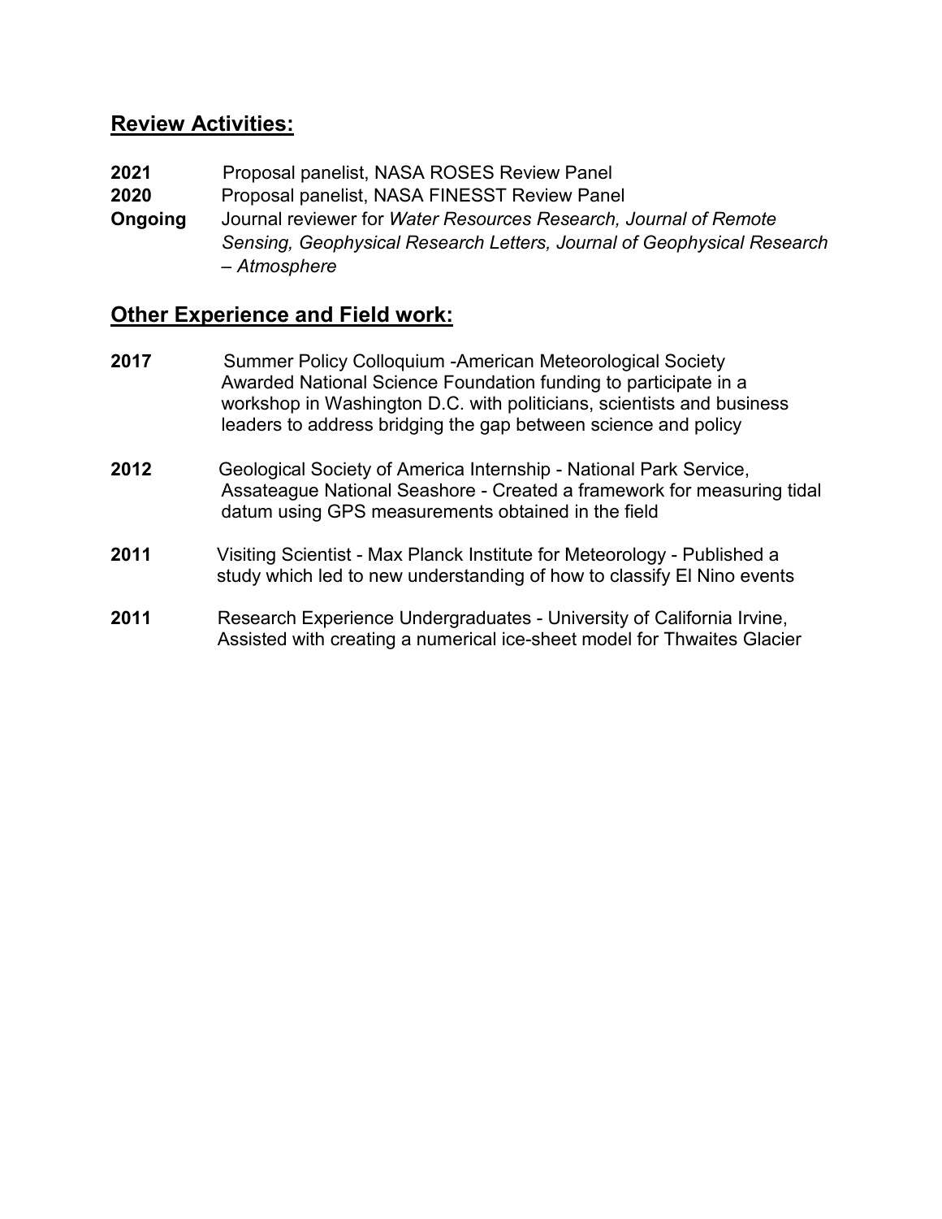## Review Activities:

**2021** Proposal panelist, NASA ROSES Review Panel
**2020** Proposal panelist, NASA FINESST Review Panel
**Ongoing** Journal reviewer for *Water Resources Research, Journal of Remote Sensing, Geophysical Research Letters, Journal of Geophysical Research – Atmosphere*

## Other Experience and Field work:

**2017** Summer Policy Colloquium -American Meteorological Society
Awarded National Science Foundation funding to participate in a workshop in Washington D.C. with politicians, scientists and business leaders to address bridging the gap between science and policy

**2012** Geological Society of America Internship - National Park Service, Assateague National Seashore - Created a framework for measuring tidal datum using GPS measurements obtained in the field

**2011** Visiting Scientist - Max Planck Institute for Meteorology - Published a study which led to new understanding of how to classify El Nino events

**2011** Research Experience Undergraduates - University of California Irvine, Assisted with creating a numerical ice-sheet model for Thwaites Glacier